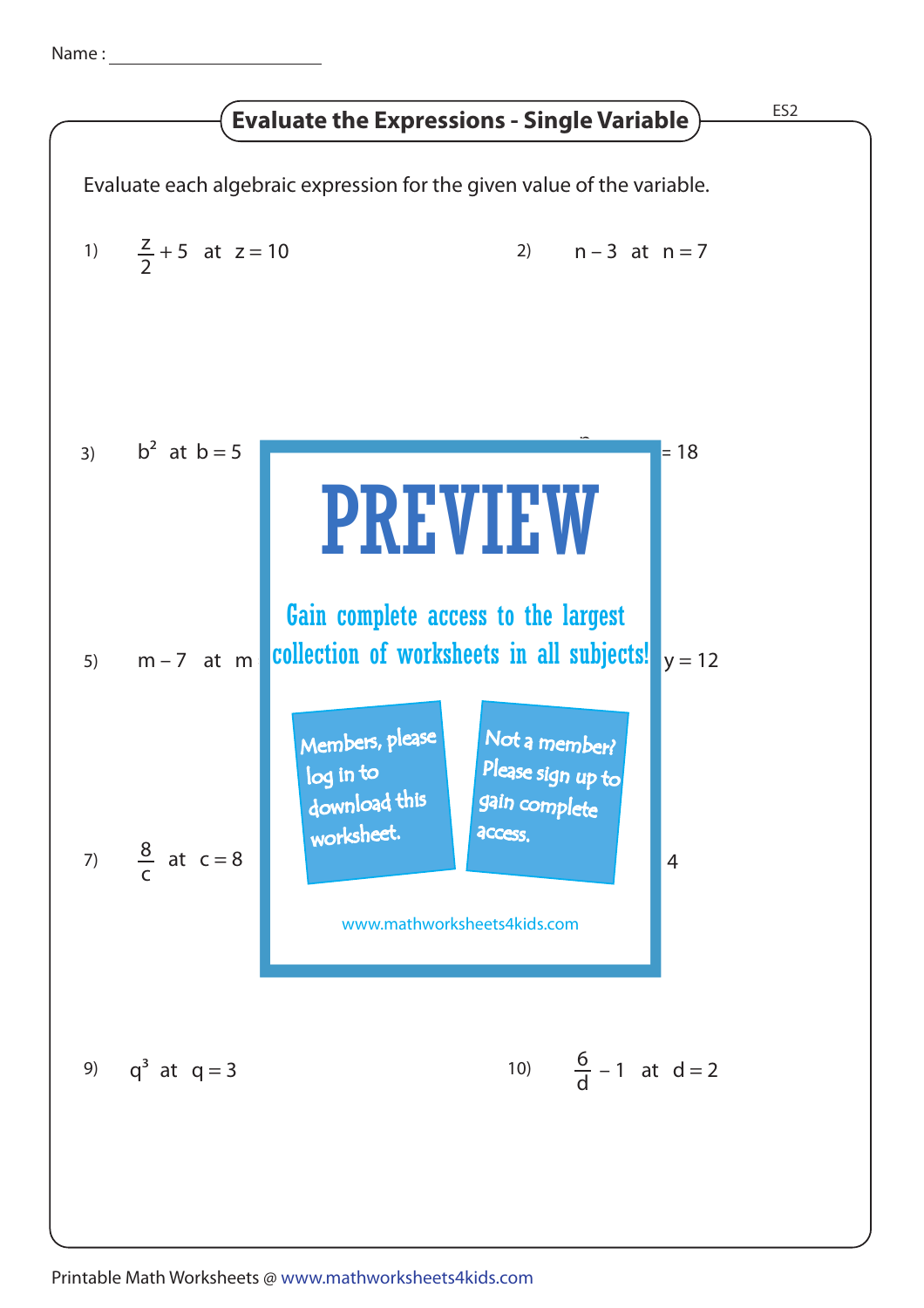Name :

# Evaluate the Expressions - Single Variable

Evaluate each algebraic expression for the given value of the variable.

1) $\frac{z}{2} + 5$ at $z = 10$

2) $n - 3$ at $n = 7$

3) $b^2$ at $b = 5$

4) = 18

5) $m - 7$ at m

6) $y = 12$

7) $\frac{8}{c}$ at $c = 8$

8) 4

PREVIEW

Gain complete access to the largest collection of worksheets in all subjects!

Members, please log in to download this worksheet.

Not a member? Please sign up to gain complete access.

www.mathworksheets4kids.com

9) $q^3$ at $q = 3$

10) $\frac{6}{d} - 1$ at $d = 2$

Printable Math Worksheets @ www.mathworksheets4kids.com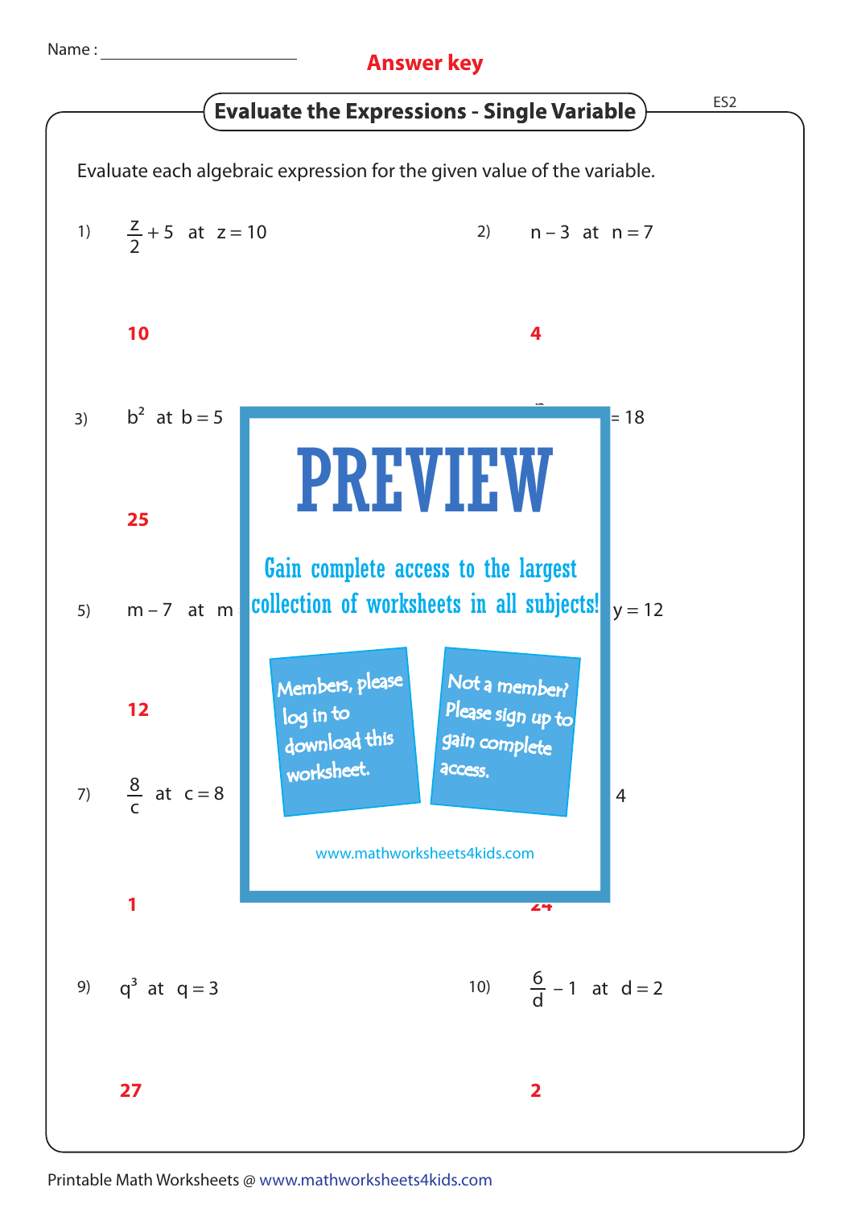Name : ____________________

**Answer key**

## Evaluate the Expressions - Single Variable

ES2

Evaluate each algebraic expression for the given value of the variable.

1) $\frac{z}{2} + 5$ at $z = 10$

**10**

2) $n - 3$ at $n = 7$

**4**

3) $b^2$ at $b = 5$

**25**

4) = 18

5) $m - 7$ at m

**12**

6) y = 12

7) $\frac{8}{c}$ at $c = 8$

**1**

8) 4

**24**

# PREVIEW

Gain complete access to the largest collection of worksheets in all subjects!

Members, please log in to download this worksheet.

Not a member? Please sign up to gain complete access.

www.mathworksheets4kids.com

9) $q^3$ at $q = 3$

**27**

10) $\frac{6}{d} - 1$ at $d = 2$

**2**

Printable Math Worksheets @ www.mathworksheets4kids.com